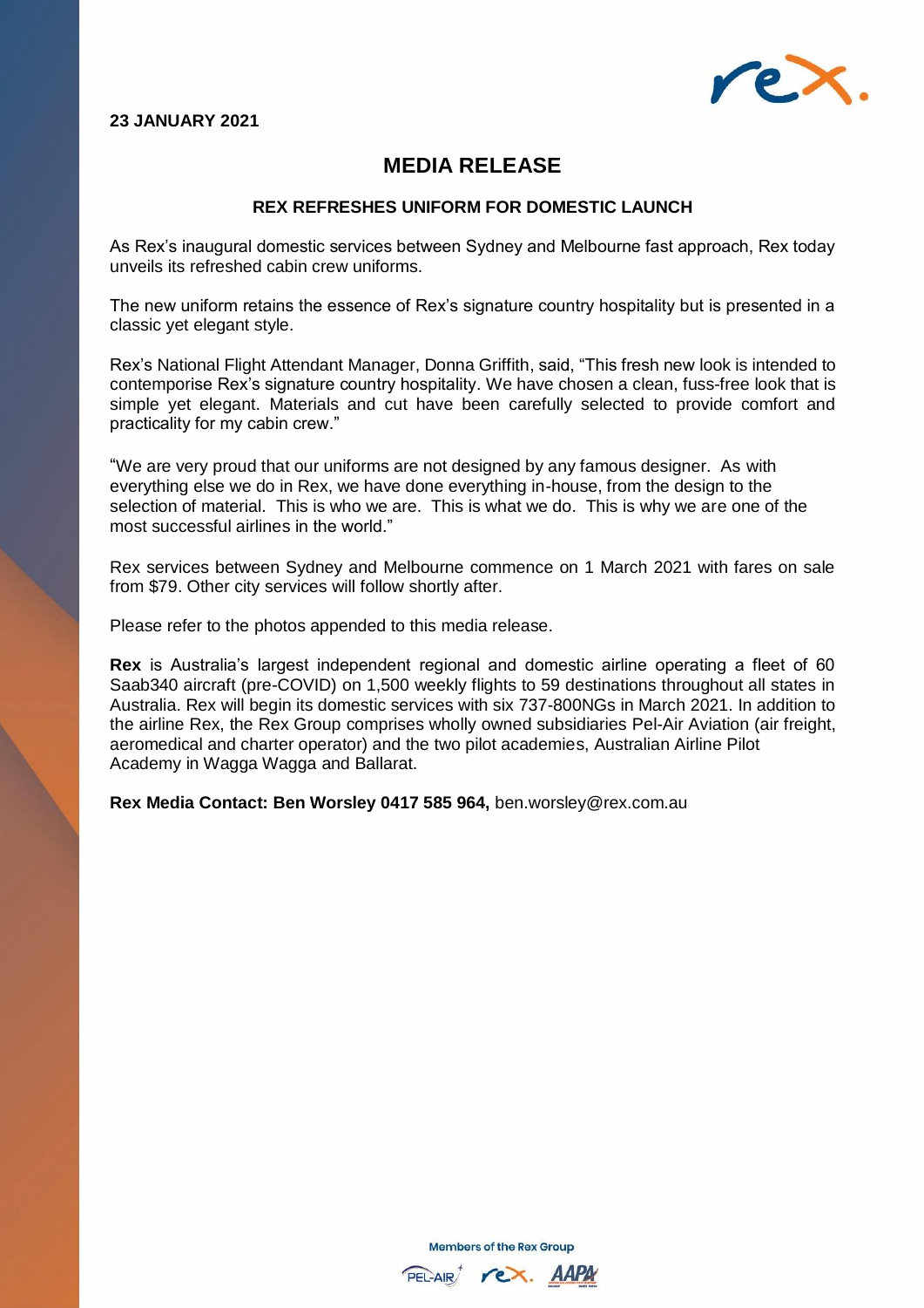**23 JANUARY 2021**

# MEDIA RELEASE

## REX REFRESHES UNIFORM FOR DOMESTIC LAUNCH

As Rex's inaugural domestic services between Sydney and Melbourne fast approach, Rex today unveils its refreshed cabin crew uniforms.

The new uniform retains the essence of Rex's signature country hospitality but is presented in a classic yet elegant style.

Rex's National Flight Attendant Manager, Donna Griffith, said, "This fresh new look is intended to contemporise Rex's signature country hospitality. We have chosen a clean, fuss-free look that is simple yet elegant. Materials and cut have been carefully selected to provide comfort and practicality for my cabin crew."

"We are very proud that our uniforms are not designed by any famous designer. As with everything else we do in Rex, we have done everything in-house, from the design to the selection of material. This is who we are. This is what we do. This is why we are one of the most successful airlines in the world."

Rex services between Sydney and Melbourne commence on 1 March 2021 with fares on sale from $79. Other city services will follow shortly after.

Please refer to the photos appended to this media release.

**Rex** is Australia's largest independent regional and domestic airline operating a fleet of 60 Saab340 aircraft (pre-COVID) on 1,500 weekly flights to 59 destinations throughout all states in Australia. Rex will begin its domestic services with six 737-800NGs in March 2021. In addition to the airline Rex, the Rex Group comprises wholly owned subsidiaries Pel-Air Aviation (air freight, aeromedical and charter operator) and the two pilot academies, Australian Airline Pilot Academy in Wagga Wagga and Ballarat.

**Rex Media Contact: Ben Worsley 0417 585 964,** ben.worsley@rex.com.au

Members of the Rex Group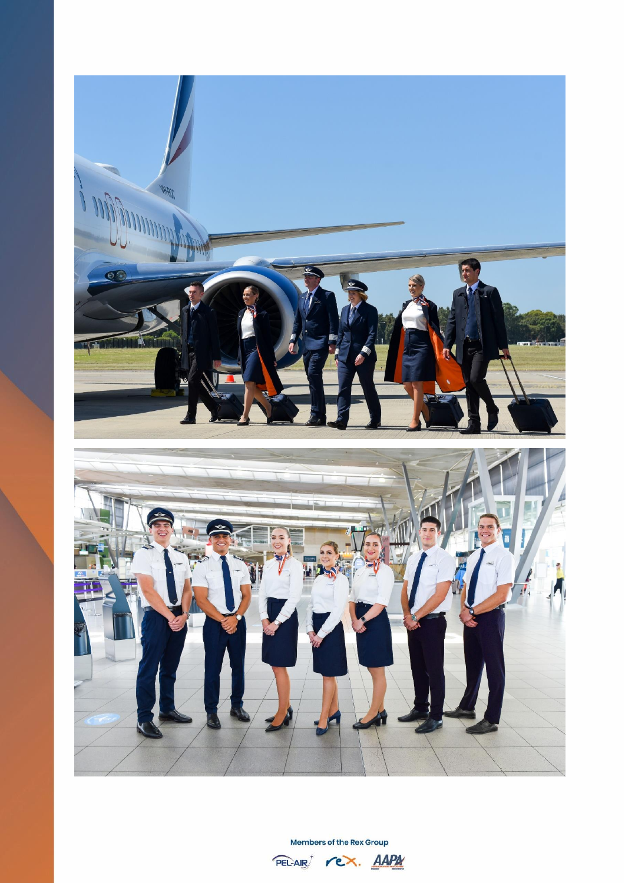Members of the Rex Group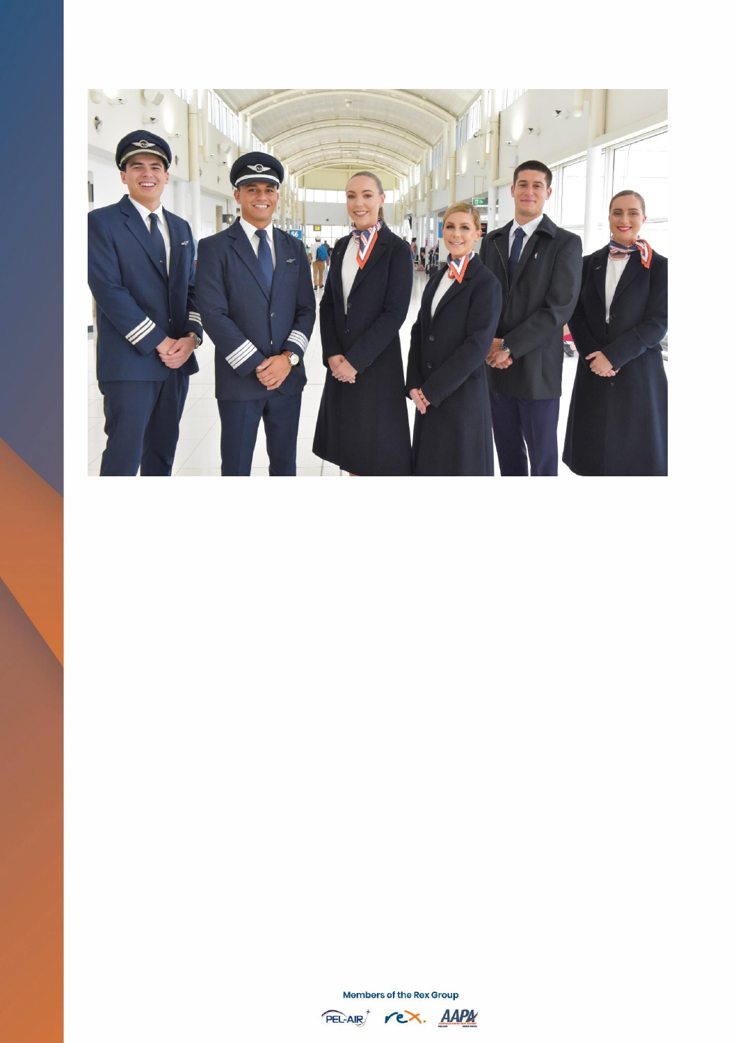Members of the Rex Group